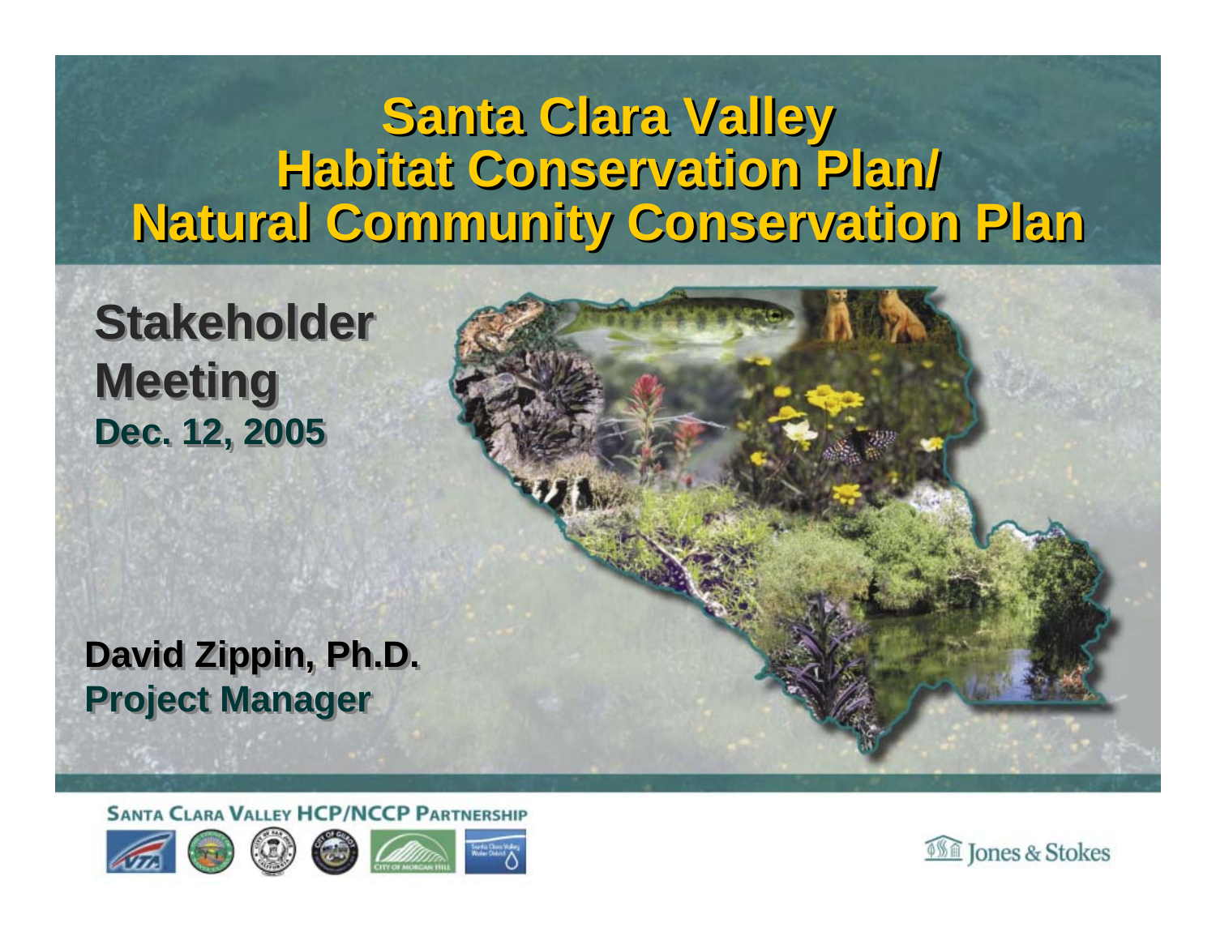# Santa Clara Valley Habitat Conservation Plan/ Natural Community Conservation Plan

## Stakeholder Meeting

**Dec. 12, 2005**

**David Zippin, Ph.D.**
**Project Manager**

SANTA CLARA VALLEY HCP/NCCP PARTNERSHIP

Jones & Stokes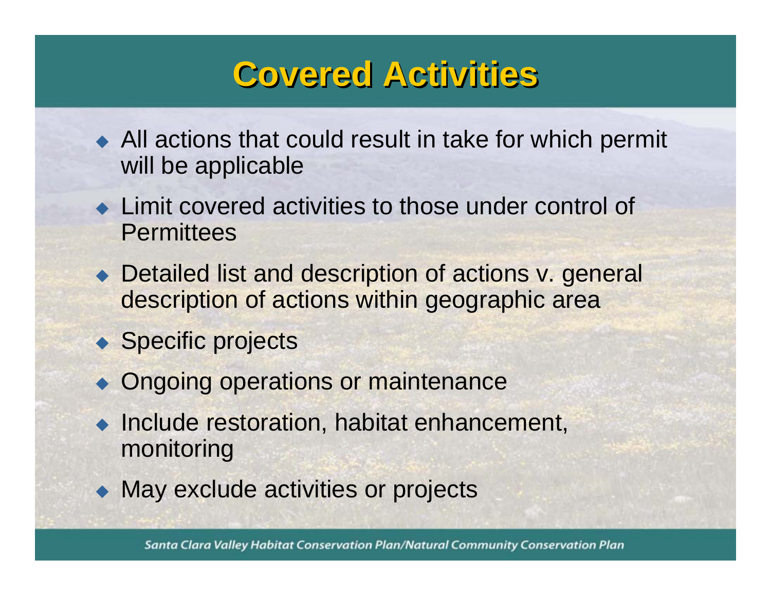# Covered Activities

- All actions that could result in take for which permit will be applicable
- Limit covered activities to those under control of Permittees
- Detailed list and description of actions v. general description of actions within geographic area
- Specific projects
- Ongoing operations or maintenance
- Include restoration, habitat enhancement, monitoring
- May exclude activities or projects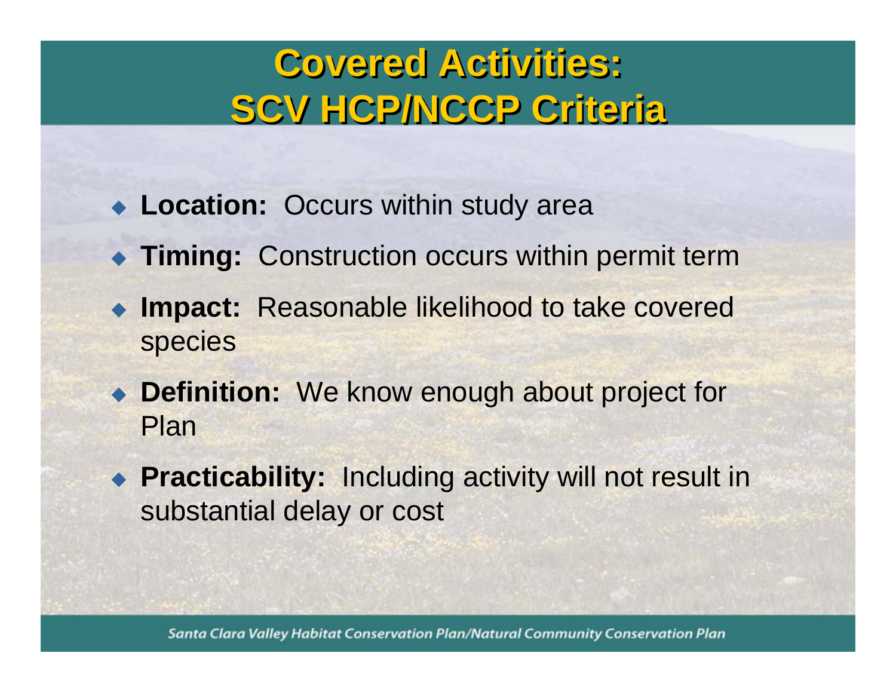# Covered Activities: SCV HCP/NCCP Criteria

- **Location:** Occurs within study area
- **Timing:** Construction occurs within permit term
- **Impact:** Reasonable likelihood to take covered species
- **Definition:** We know enough about project for Plan
- **Practicability:** Including activity will not result in substantial delay or cost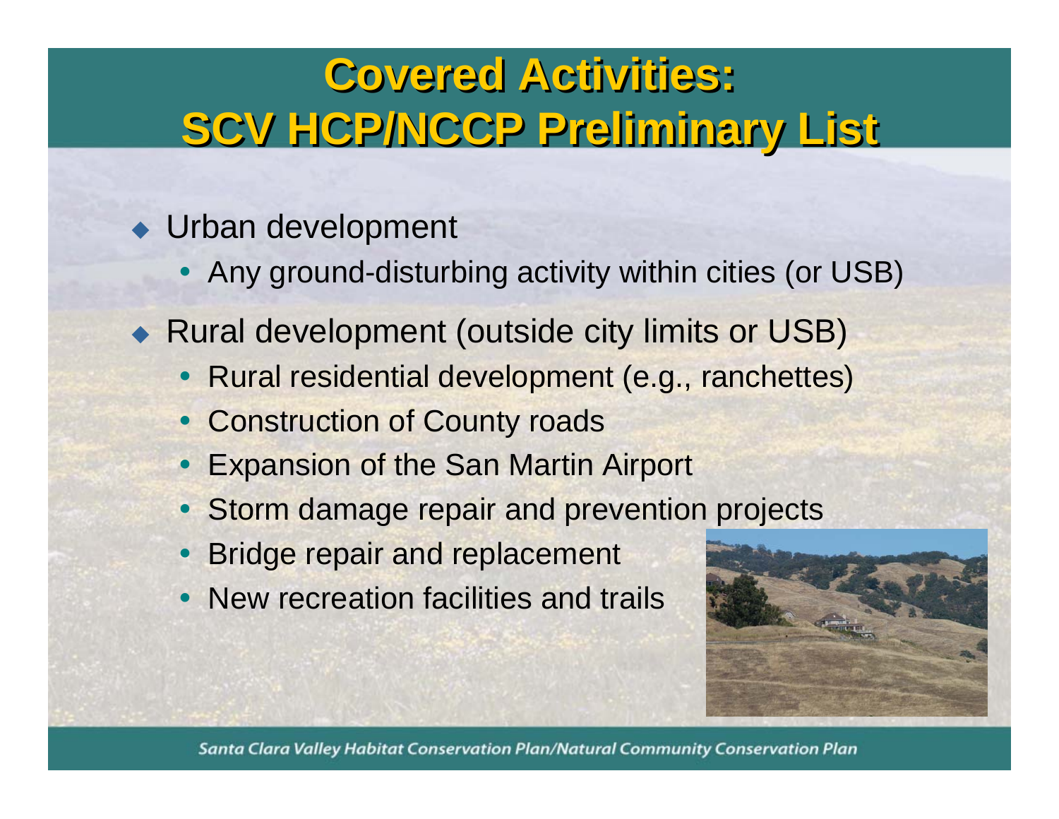# Covered Activities: SCV HCP/NCCP Preliminary List

- Urban development
  - Any ground-disturbing activity within cities (or USB)
- Rural development (outside city limits or USB)
  - Rural residential development (e.g., ranchettes)
  - Construction of County roads
  - Expansion of the San Martin Airport
  - Storm damage repair and prevention projects
  - Bridge repair and replacement
  - New recreation facilities and trails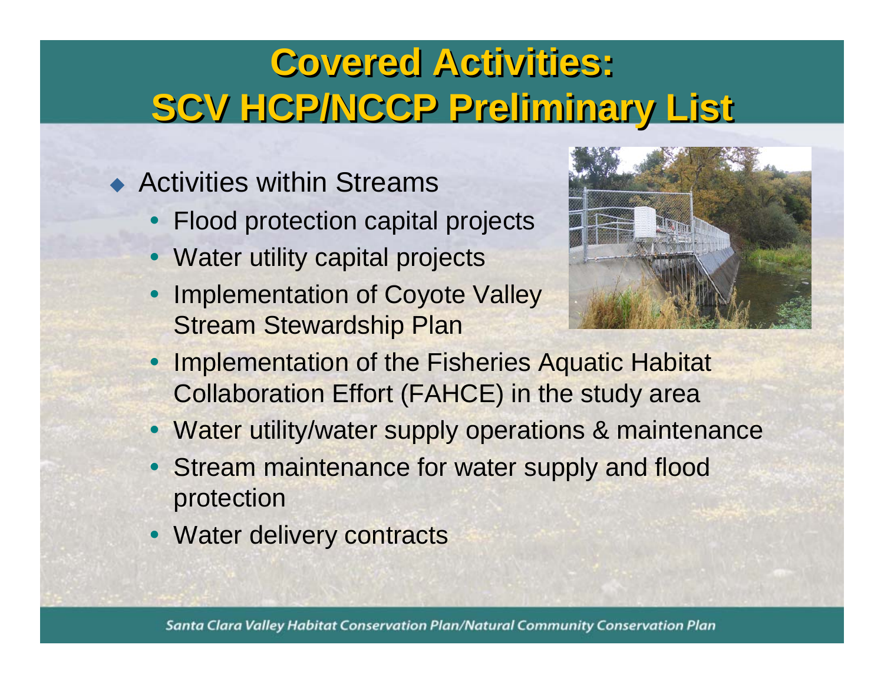# Covered Activities: SCV HCP/NCCP Preliminary List

- Activities within Streams
  - Flood protection capital projects
  - Water utility capital projects
  - Implementation of Coyote Valley Stream Stewardship Plan
  - Implementation of the Fisheries Aquatic Habitat Collaboration Effort (FAHCE) in the study area
  - Water utility/water supply operations & maintenance
  - Stream maintenance for water supply and flood protection
  - Water delivery contracts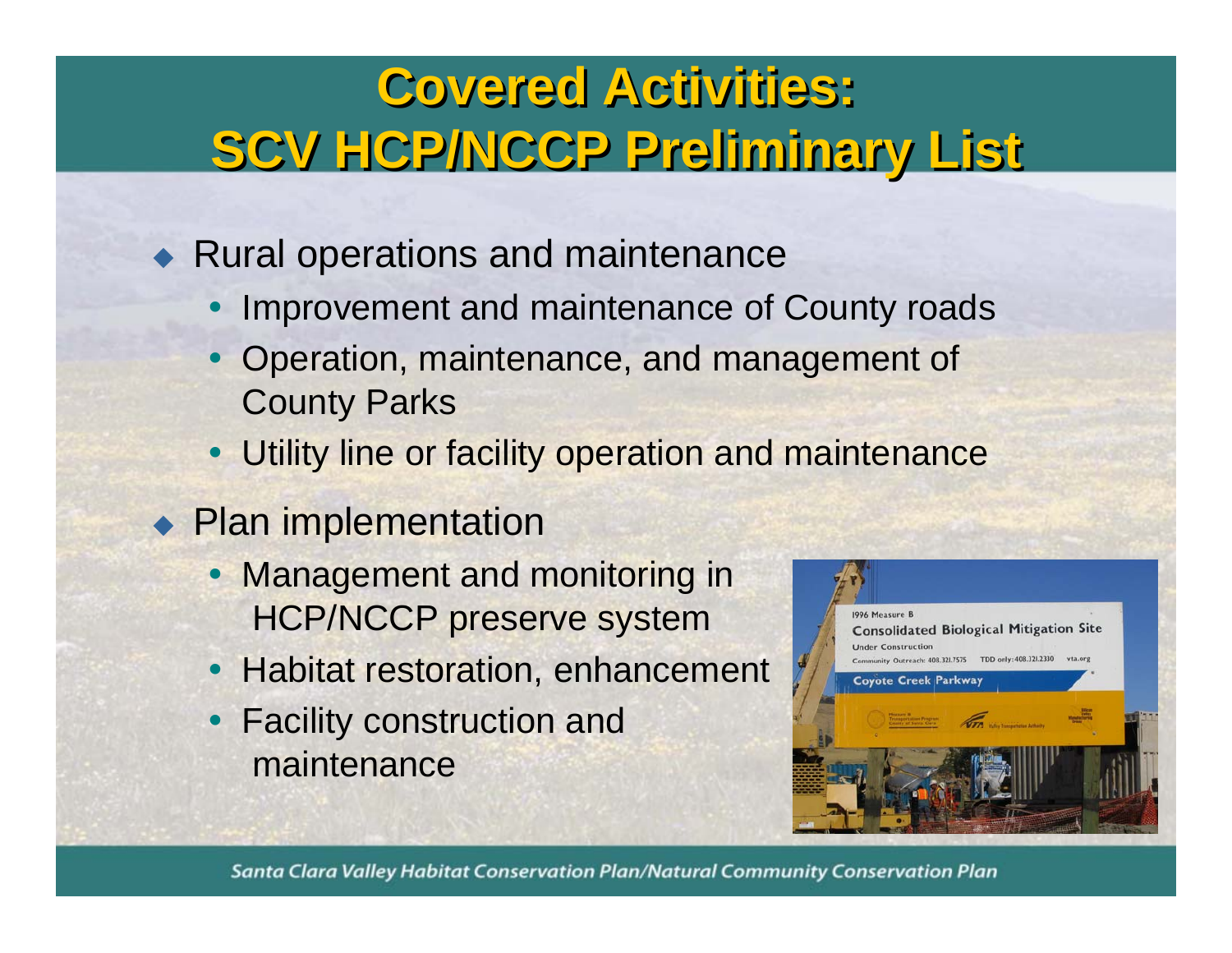# Covered Activities: SCV HCP/NCCP Preliminary List

- Rural operations and maintenance
  - Improvement and maintenance of County roads
  - Operation, maintenance, and management of County Parks
  - Utility line or facility operation and maintenance
- Plan implementation
  - Management and monitoring in HCP/NCCP preserve system
  - Habitat restoration, enhancement
  - Facility construction and maintenance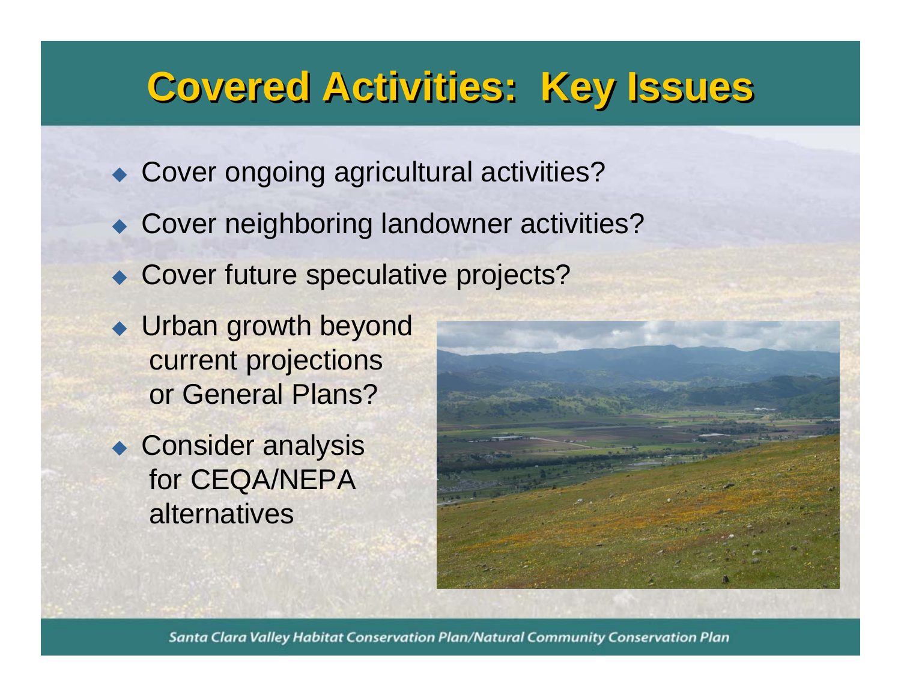# Covered Activities: Key Issues

- Cover ongoing agricultural activities?
- Cover neighboring landowner activities?
- Cover future speculative projects?
- Urban growth beyond current projections or General Plans?
- Consider analysis for CEQA/NEPA alternatives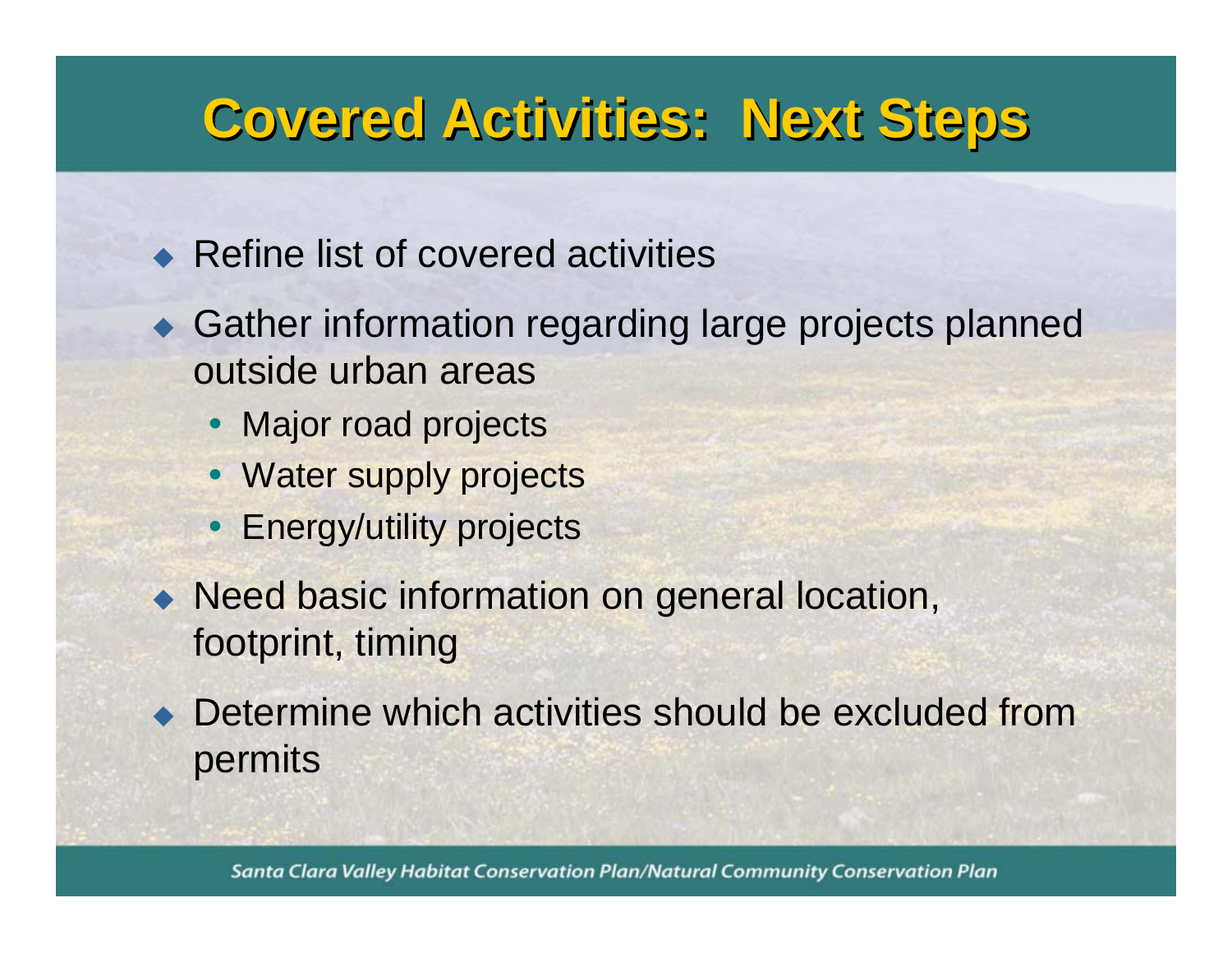# Covered Activities: Next Steps

- Refine list of covered activities
- Gather information regarding large projects planned outside urban areas
  - Major road projects
  - Water supply projects
  - Energy/utility projects
- Need basic information on general location, footprint, timing
- Determine which activities should be excluded from permits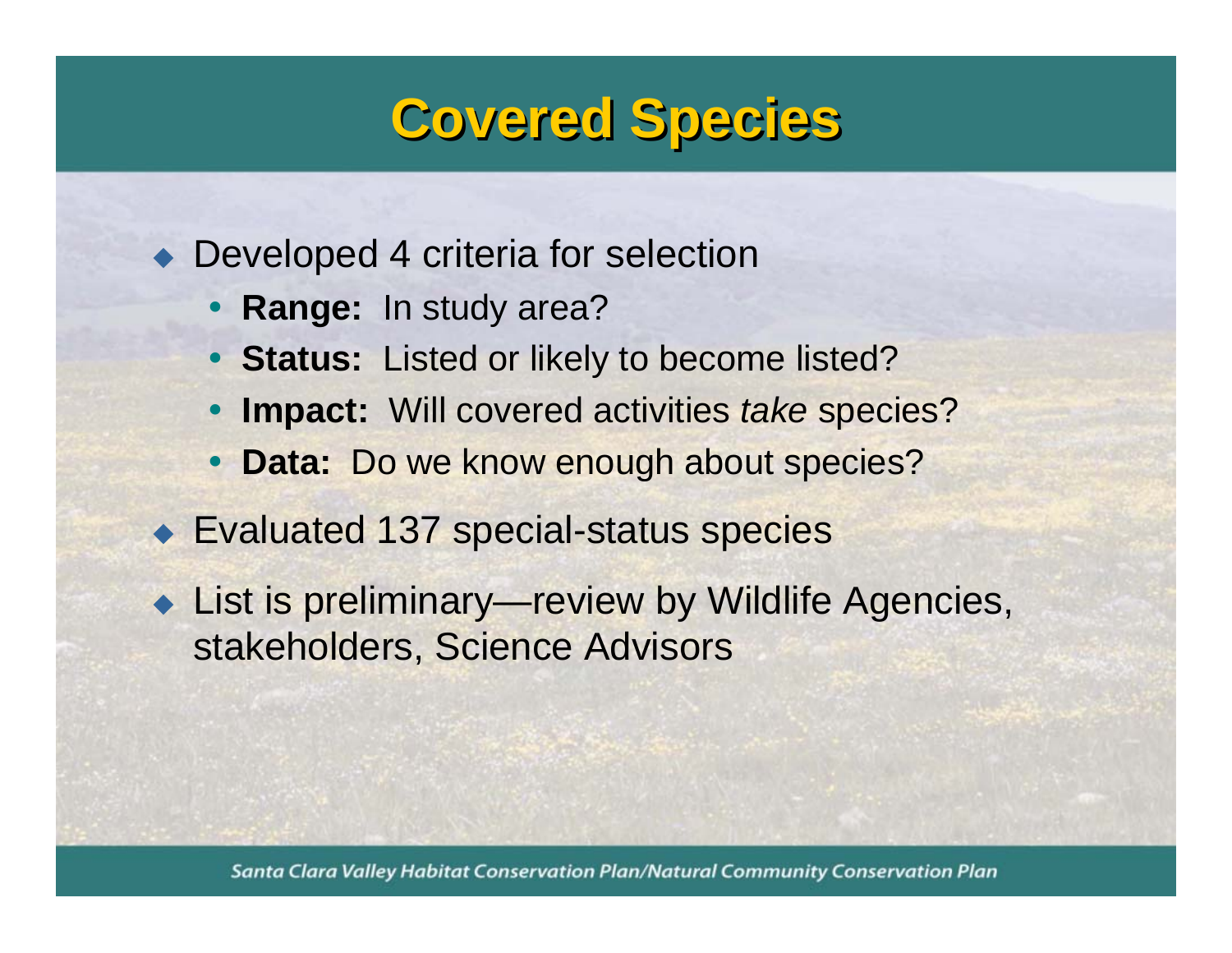# Covered Species

- Developed 4 criteria for selection
  - **Range:** In study area?
  - **Status:** Listed or likely to become listed?
  - **Impact:** Will covered activities *take* species?
  - **Data:** Do we know enough about species?
- Evaluated 137 special-status species
- List is preliminary—review by Wildlife Agencies, stakeholders, Science Advisors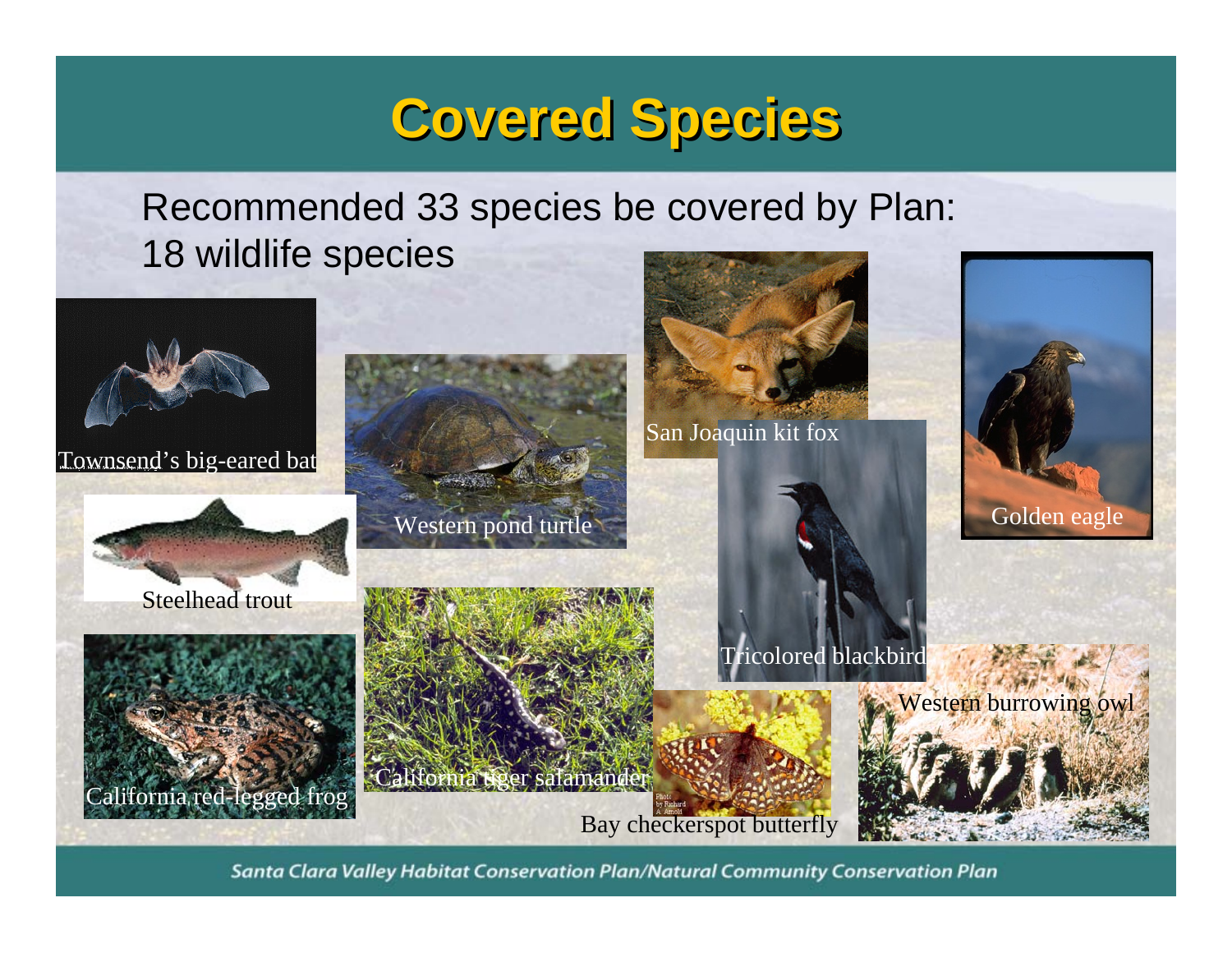# Covered Species

Recommended 33 species be covered by Plan:
18 wildlife species

Townsend's big-eared bat

Western pond turtle

San Joaquin kit fox

Golden eagle

Steelhead trout

Tricolored blackbird

Western burrowing owl

California red-legged frog

California tiger salamander

Bay checkerspot butterfly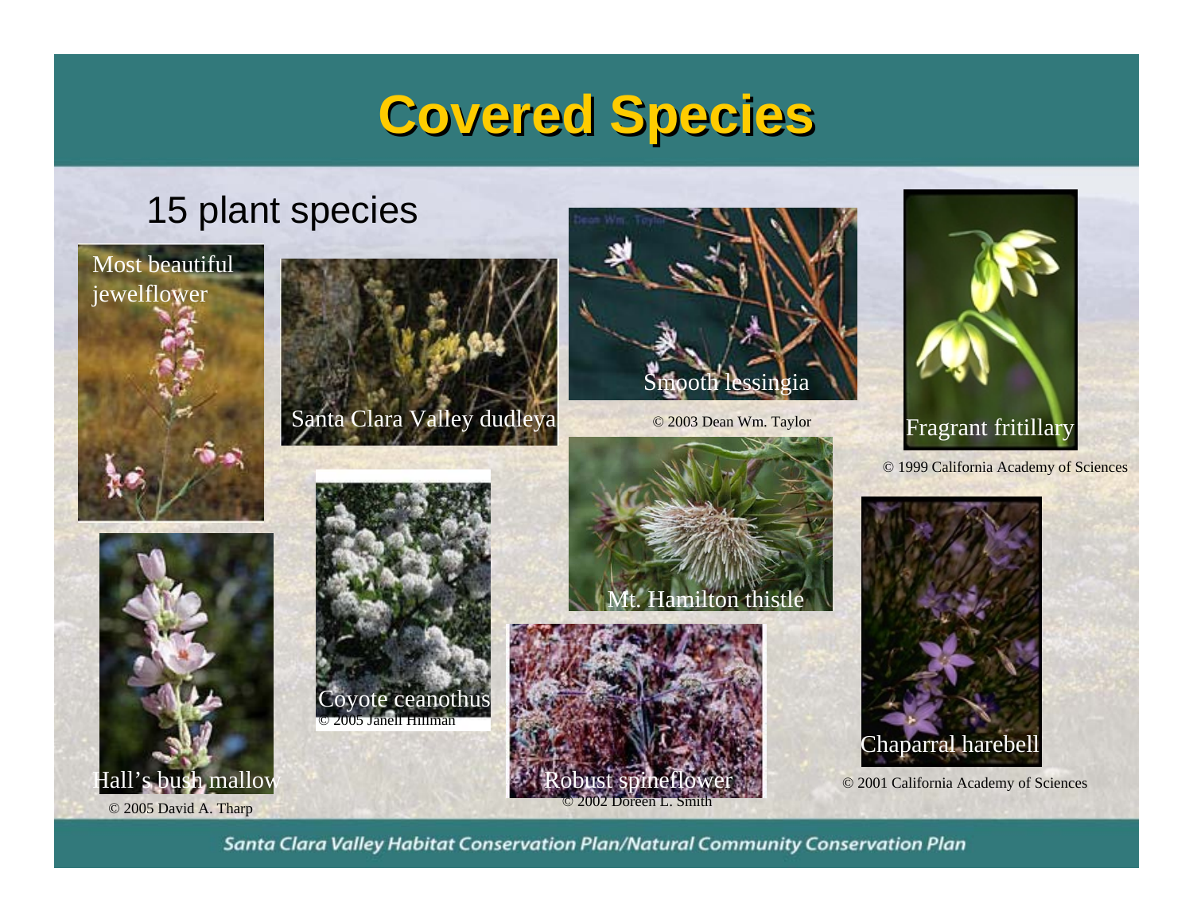# Covered Species

15 plant species

Most beautiful jewelflower

Santa Clara Valley dudleya

Smooth lessingia

© 2003 Dean Wm. Taylor

Fragrant fritillary

© 1999 California Academy of Sciences

Mt. Hamilton thistle

Hall's bush mallow

© 2005 David A. Tharp

Coyote ceanothus

© 2005 Janell Hillman

Robust spineflower

© 2002 Doreen L. Smith

Chaparral harebell

© 2001 California Academy of Sciences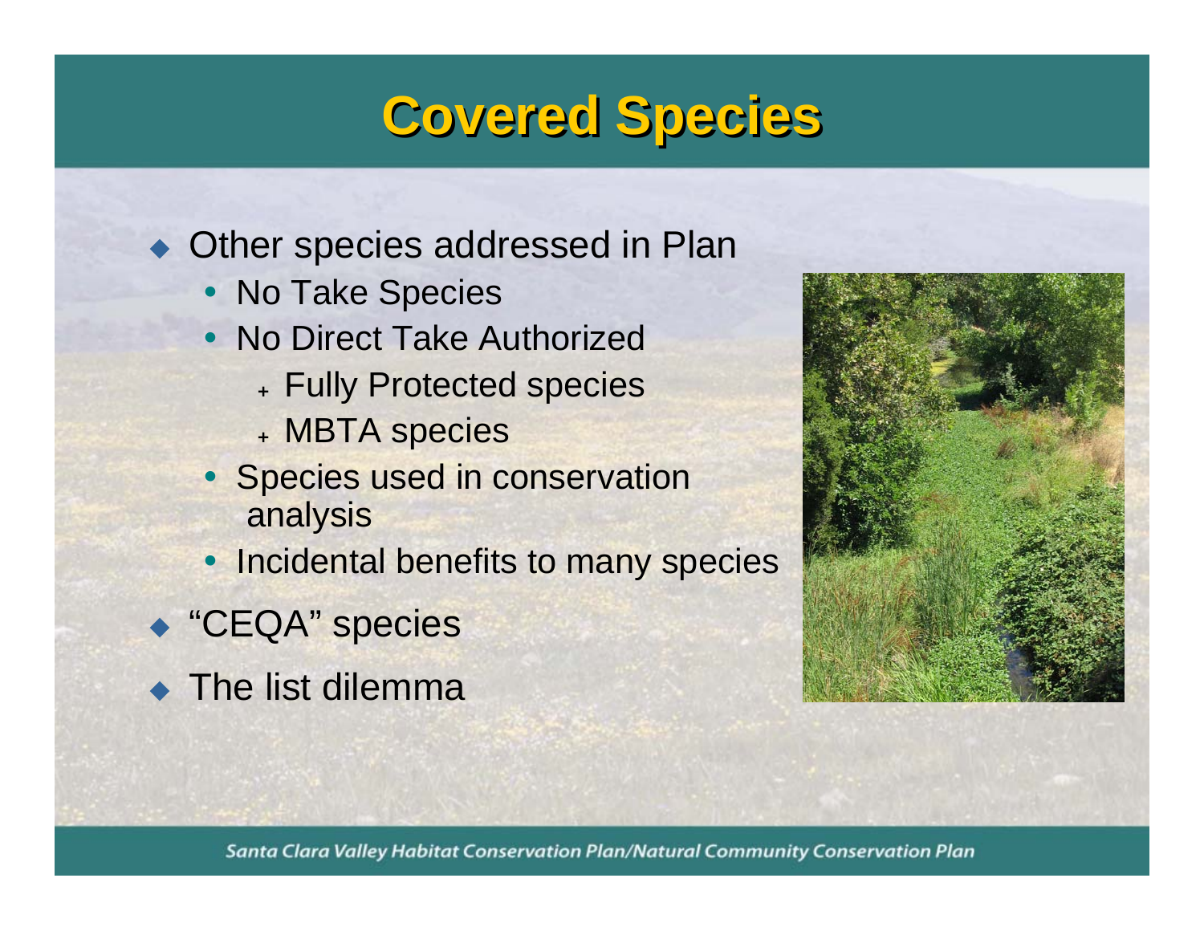# Covered Species

- Other species addressed in Plan
  - No Take Species
  - No Direct Take Authorized
    - Fully Protected species
    - MBTA species
  - Species used in conservation analysis
  - Incidental benefits to many species
- "CEQA" species
- The list dilemma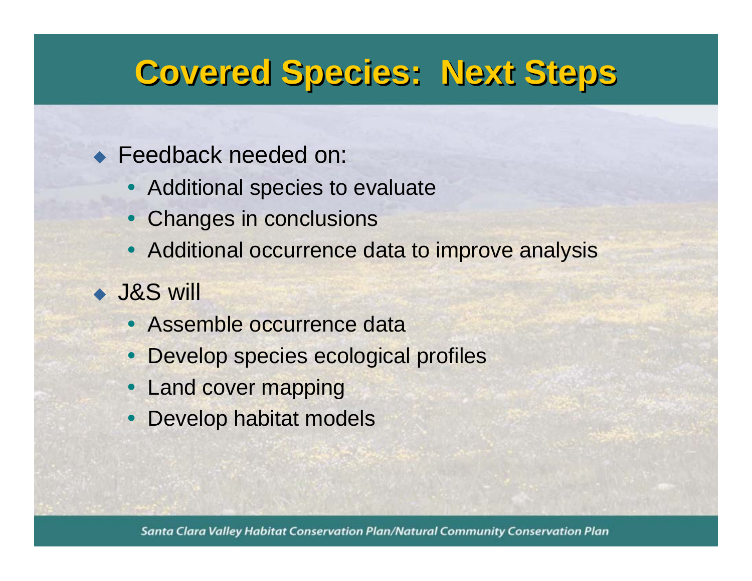# Covered Species: Next Steps

- Feedback needed on:
  - Additional species to evaluate
  - Changes in conclusions
  - Additional occurrence data to improve analysis
- J&S will
  - Assemble occurrence data
  - Develop species ecological profiles
  - Land cover mapping
  - Develop habitat models